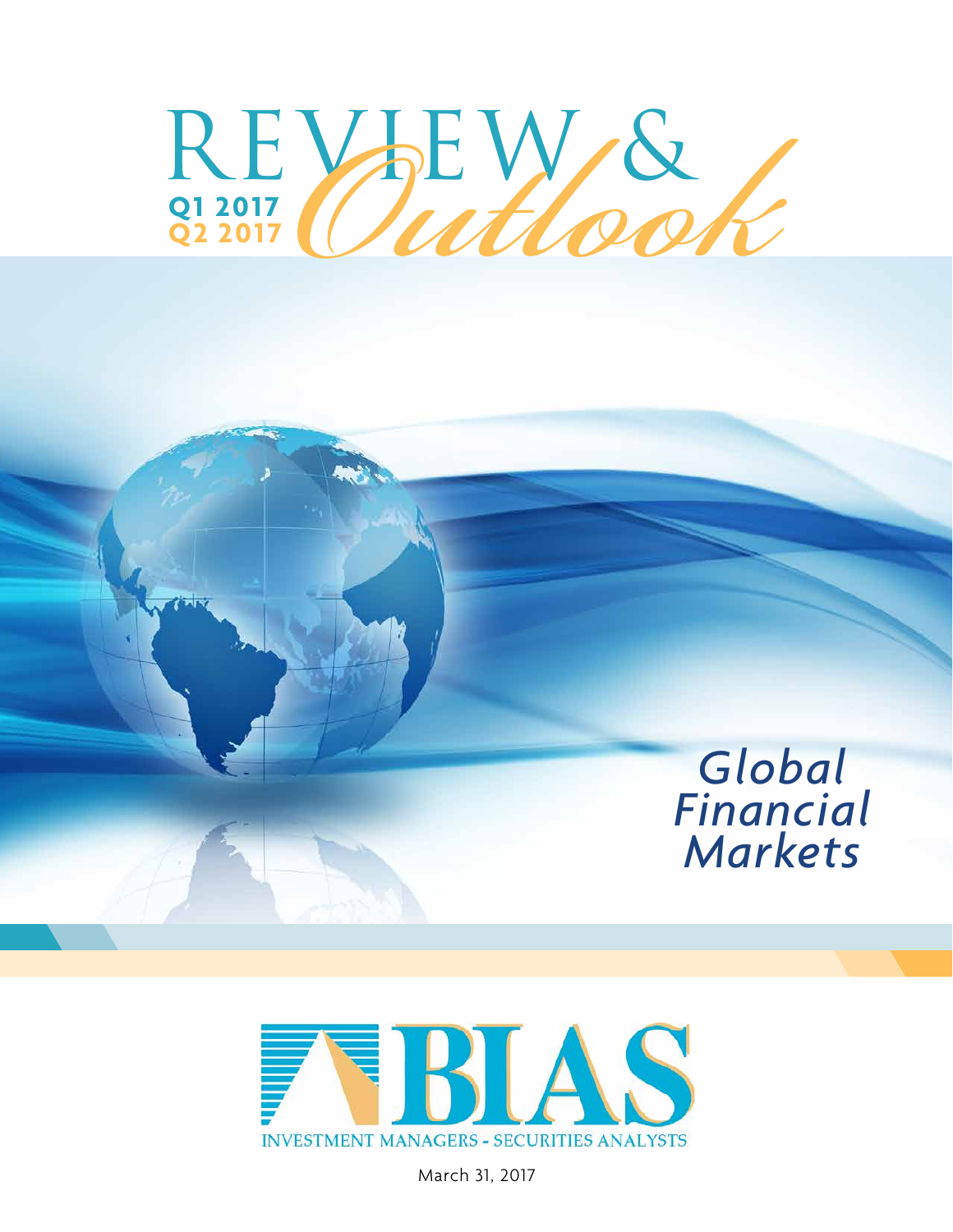# REVIEW & Outlook

**Q1 2017**
**Q2 2017**

## *Global Financial Markets*

BIAS

INVESTMENT MANAGERS - SECURITIES ANALYSTS

March 31, 2017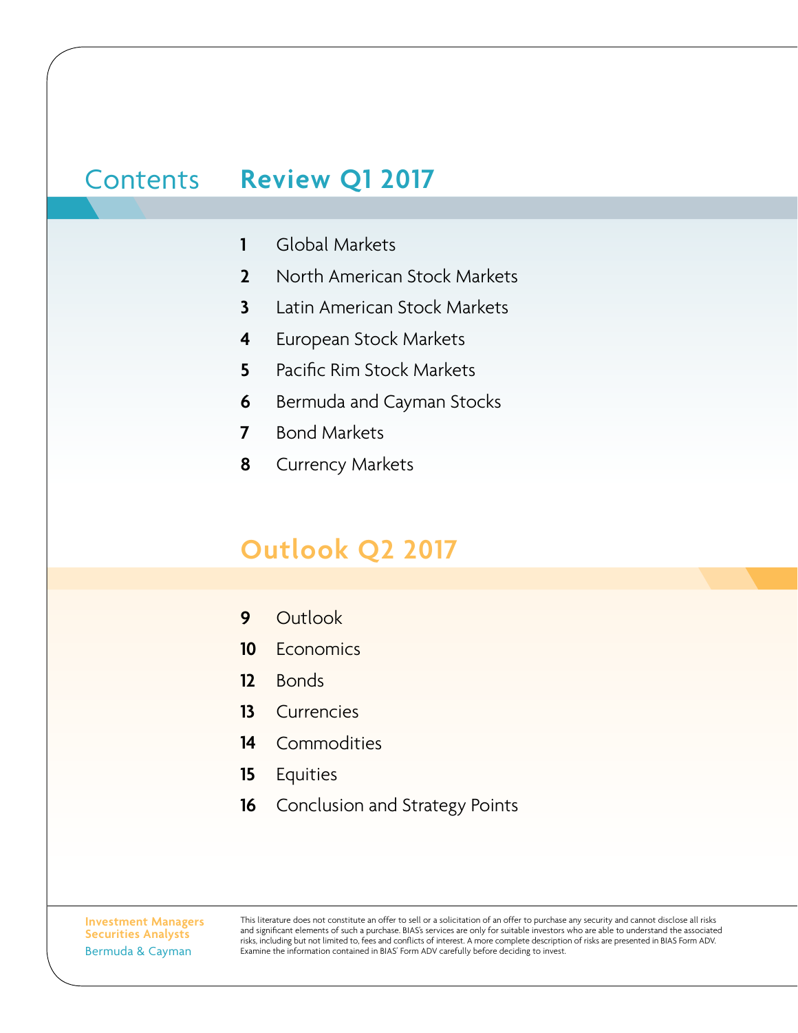# Contents

## Review Q1 2017

| | |
|---|---|
| 1 | Global Markets |
| 2 | North American Stock Markets |
| 3 | Latin American Stock Markets |
| 4 | European Stock Markets |
| 5 | Pacific Rim Stock Markets |
| 6 | Bermuda and Cayman Stocks |
| 7 | Bond Markets |
| 8 | Currency Markets |

## Outlook Q2 2017

| | |
|---|---|
| 9 | Outlook |
| 10 | Economics |
| 12 | Bonds |
| 13 | Currencies |
| 14 | Commodities |
| 15 | Equities |
| 16 | Conclusion and Strategy Points |

**Investment Managers**
**Securities Analysts**
Bermuda & Cayman

This literature does not constitute an offer to sell or a solicitation of an offer to purchase any security and cannot disclose all risks and significant elements of such a purchase. BIAS's services are only for suitable investors who are able to understand the associated risks, including but not limited to, fees and conflicts of interest. A more complete description of risks are presented in BIAS Form ADV. Examine the information contained in BIAS' Form ADV carefully before deciding to invest.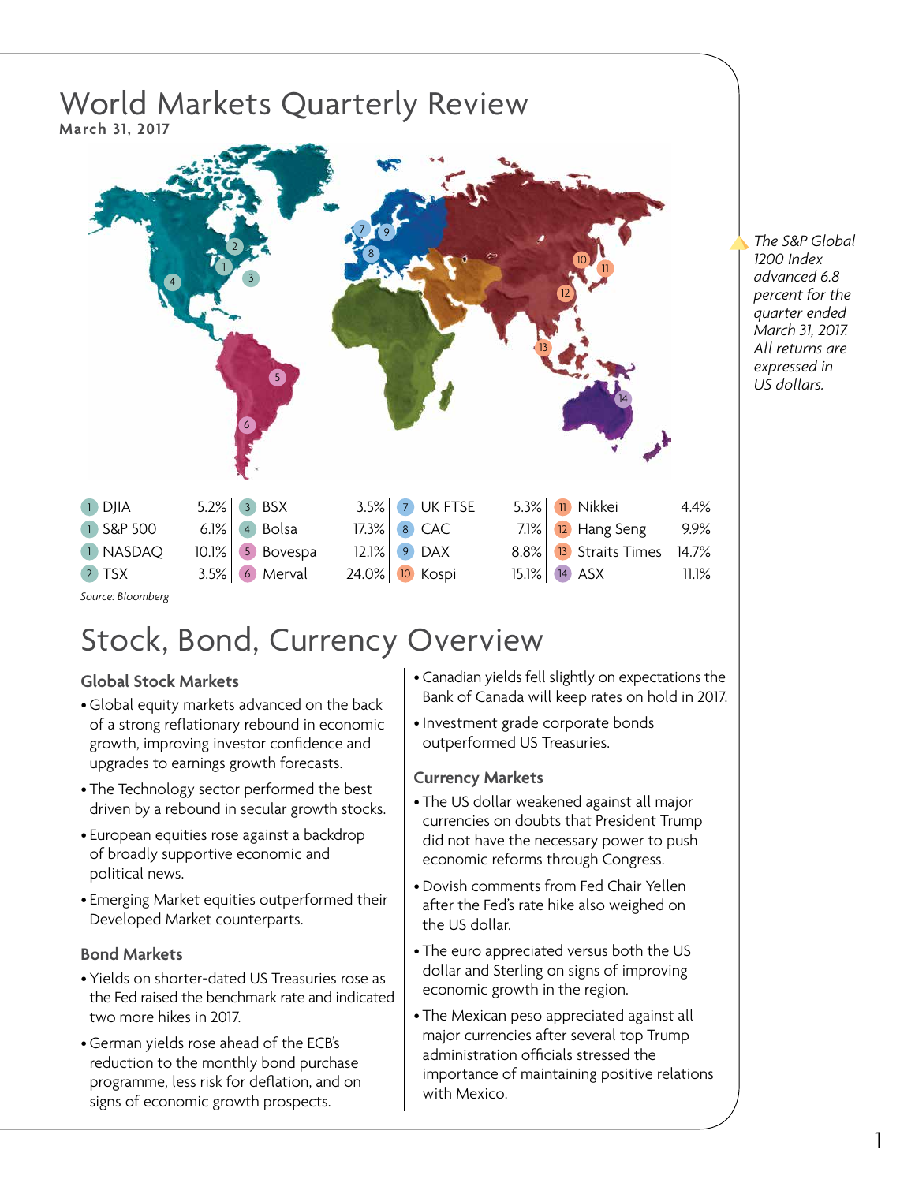# World Markets Quarterly Review

**March 31, 2017**

| | Index | Return | | Index | Return | | Index | Return | | Index | Return |
|---|---|---|---|---|---|---|---|---|---|---|---|
| 1 | DJIA | 5.2% | 3 | BSX | 3.5% | 7 | UK FTSE | 5.3% | 11 | Nikkei | 4.4% |
| 1 | S&P 500 | 6.1% | 4 | Bolsa | 17.3% | 8 | CAC | 7.1% | 12 | Hang Seng | 9.9% |
| 1 | NASDAQ | 10.1% | 5 | Bovespa | 12.1% | 9 | DAX | 8.8% | 13 | Straits Times | 14.7% |
| 2 | TSX | 3.5% | 6 | Merval | 24.0% | 10 | Kospi | 15.1% | 14 | ASX | 11.1% |

*Source: Bloomberg*

*The S&P Global 1200 Index advanced 6.8 percent for the quarter ended March 31, 2017. All returns are expressed in US dollars.*

# Stock, Bond, Currency Overview

### Global Stock Markets

- Global equity markets advanced on the back of a strong reflationary rebound in economic growth, improving investor confidence and upgrades to earnings growth forecasts.
- The Technology sector performed the best driven by a rebound in secular growth stocks.
- European equities rose against a backdrop of broadly supportive economic and political news.
- Emerging Market equities outperformed their Developed Market counterparts.

### Bond Markets

- Yields on shorter-dated US Treasuries rose as the Fed raised the benchmark rate and indicated two more hikes in 2017.
- German yields rose ahead of the ECB's reduction to the monthly bond purchase programme, less risk for deflation, and on signs of economic growth prospects.
- Canadian yields fell slightly on expectations the Bank of Canada will keep rates on hold in 2017.
- Investment grade corporate bonds outperformed US Treasuries.

### Currency Markets

- The US dollar weakened against all major currencies on doubts that President Trump did not have the necessary power to push economic reforms through Congress.
- Dovish comments from Fed Chair Yellen after the Fed's rate hike also weighed on the US dollar.
- The euro appreciated versus both the US dollar and Sterling on signs of improving economic growth in the region.
- The Mexican peso appreciated against all major currencies after several top Trump administration officials stressed the importance of maintaining positive relations with Mexico.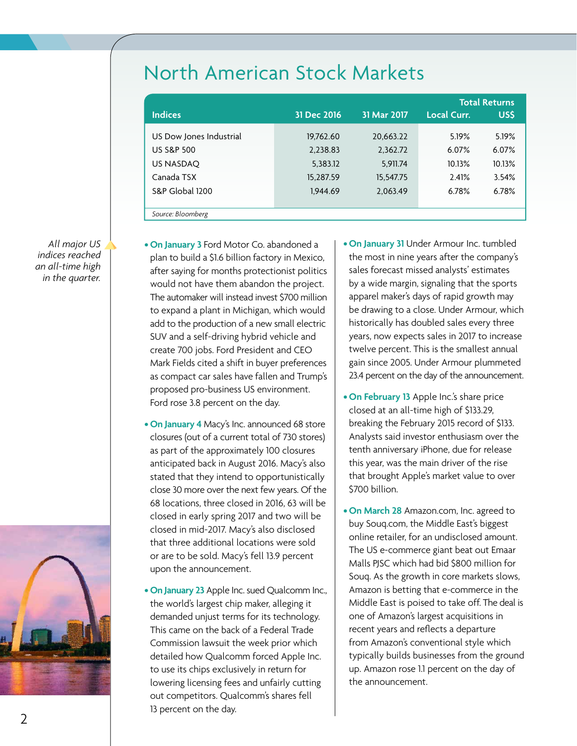# North American Stock Markets

| Indices | 31 Dec 2016 | 31 Mar 2017 | Total Returns Local Curr. | Total Returns US$ |
|---|---|---|---|---|
| US Dow Jones Industrial | 19,762.60 | 20,663.22 | 5.19% | 5.19% |
| US S&P 500 | 2,238.83 | 2,362.72 | 6.07% | 6.07% |
| US NASDAQ | 5,383.12 | 5,911.74 | 10.13% | 10.13% |
| Canada TSX | 15,287.59 | 15,547.75 | 2.41% | 3.54% |
| S&P Global 1200 | 1,944.69 | 2,063.49 | 6.78% | 6.78% |

*Source: Bloomberg*

*All major US indices reached an all-time high in the quarter.*

- **On January 3** Ford Motor Co. abandoned a plan to build a $1.6 billion factory in Mexico, after saying for months protectionist politics would not have them abandon the project. The automaker will instead invest $700 million to expand a plant in Michigan, which would add to the production of a new small electric SUV and a self-driving hybrid vehicle and create 700 jobs. Ford President and CEO Mark Fields cited a shift in buyer preferences as compact car sales have fallen and Trump's proposed pro-business US environment. Ford rose 3.8 percent on the day.

- **On January 4** Macy's Inc. announced 68 store closures (out of a current total of 730 stores) as part of the approximately 100 closures anticipated back in August 2016. Macy's also stated that they intend to opportunistically close 30 more over the next few years. Of the 68 locations, three closed in 2016, 63 will be closed in early spring 2017 and two will be closed in mid-2017. Macy's also disclosed that three additional locations were sold or are to be sold. Macy's fell 13.9 percent upon the announcement.

- **On January 23** Apple Inc. sued Qualcomm Inc., the world's largest chip maker, alleging it demanded unjust terms for its technology. This came on the back of a Federal Trade Commission lawsuit the week prior which detailed how Qualcomm forced Apple Inc. to use its chips exclusively in return for lowering licensing fees and unfairly cutting out competitors. Qualcomm's shares fell 13 percent on the day.

- **On January 31** Under Armour Inc. tumbled the most in nine years after the company's sales forecast missed analysts' estimates by a wide margin, signaling that the sports apparel maker's days of rapid growth may be drawing to a close. Under Armour, which historically has doubled sales every three years, now expects sales in 2017 to increase twelve percent. This is the smallest annual gain since 2005. Under Armour plummeted 23.4 percent on the day of the announcement.

- **On February 13** Apple Inc.'s share price closed at an all-time high of $133.29, breaking the February 2015 record of $133. Analysts said investor enthusiasm over the tenth anniversary iPhone, due for release this year, was the main driver of the rise that brought Apple's market value to over $700 billion.

- **On March 28** Amazon.com, Inc. agreed to buy Souq.com, the Middle East's biggest online retailer, for an undisclosed amount. The US e-commerce giant beat out Emaar Malls PJSC which had bid $800 million for Souq. As the growth in core markets slows, Amazon is betting that e-commerce in the Middle East is poised to take off. The deal is one of Amazon's largest acquisitions in recent years and reflects a departure from Amazon's conventional style which typically builds businesses from the ground up. Amazon rose 1.1 percent on the day of the announcement.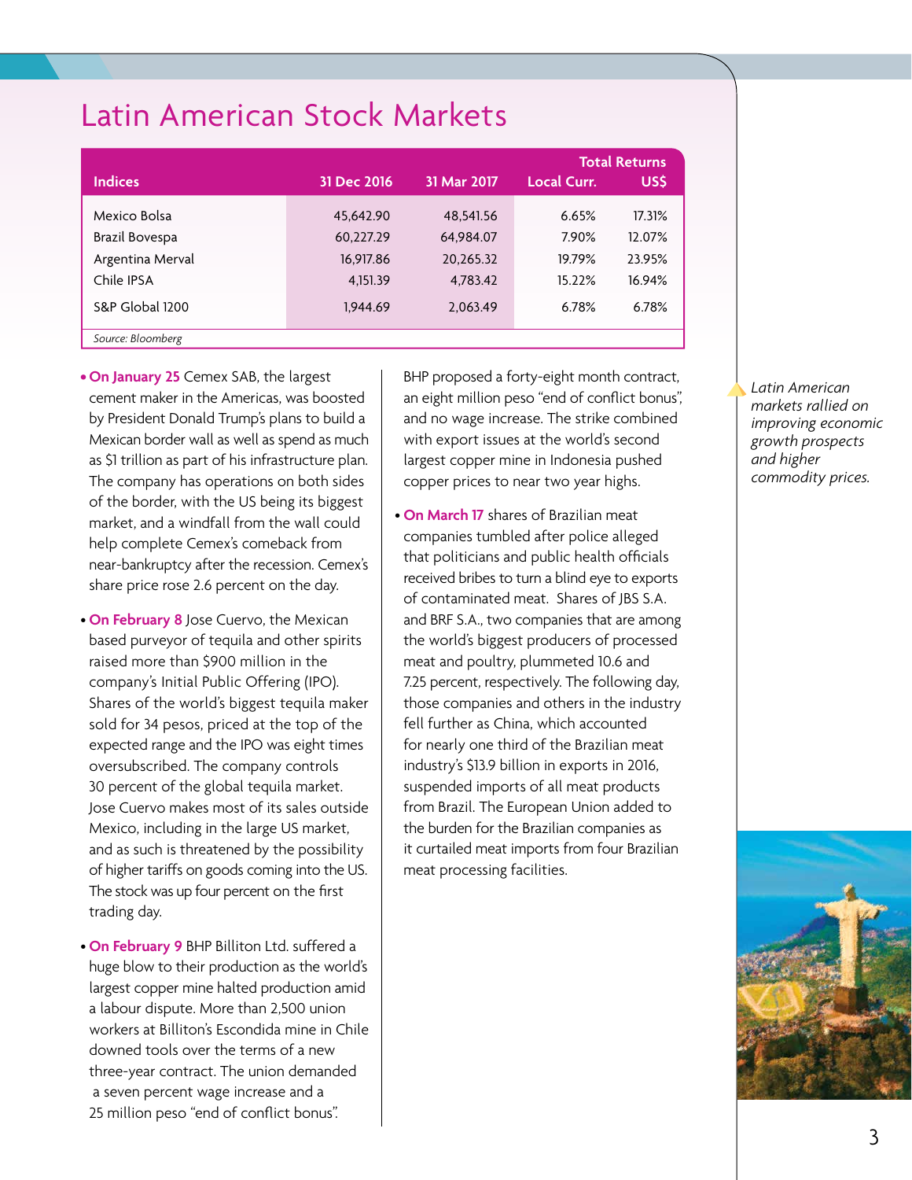# Latin American Stock Markets

| Indices | 31 Dec 2016 | 31 Mar 2017 | Total Returns Local Curr. | Total Returns US$ |
|---|---|---|---|---|
| Mexico Bolsa | 45,642.90 | 48,541.56 | 6.65% | 17.31% |
| Brazil Bovespa | 60,227.29 | 64,984.07 | 7.90% | 12.07% |
| Argentina Merval | 16,917.86 | 20,265.32 | 19.79% | 23.95% |
| Chile IPSA | 4,151.39 | 4,783.42 | 15.22% | 16.94% |
| S&P Global 1200 | 1,944.69 | 2,063.49 | 6.78% | 6.78% |

*Source: Bloomberg*

- **On January 25** Cemex SAB, the largest cement maker in the Americas, was boosted by President Donald Trump's plans to build a Mexican border wall as well as spend as much as $1 trillion as part of his infrastructure plan. The company has operations on both sides of the border, with the US being its biggest market, and a windfall from the wall could help complete Cemex's comeback from near-bankruptcy after the recession. Cemex's share price rose 2.6 percent on the day.

- **On February 8** Jose Cuervo, the Mexican based purveyor of tequila and other spirits raised more than $900 million in the company's Initial Public Offering (IPO). Shares of the world's biggest tequila maker sold for 34 pesos, priced at the top of the expected range and the IPO was eight times oversubscribed. The company controls 30 percent of the global tequila market. Jose Cuervo makes most of its sales outside Mexico, including in the large US market, and as such is threatened by the possibility of higher tariffs on goods coming into the US. The stock was up four percent on the first trading day.

- **On February 9** BHP Billiton Ltd. suffered a huge blow to their production as the world's largest copper mine halted production amid a labour dispute. More than 2,500 union workers at Billiton's Escondida mine in Chile downed tools over the terms of a new three-year contract. The union demanded a seven percent wage increase and a 25 million peso "end of conflict bonus". BHP proposed a forty-eight month contract, an eight million peso "end of conflict bonus", and no wage increase. The strike combined with export issues at the world's second largest copper mine in Indonesia pushed copper prices to near two year highs.

- **On March 17** shares of Brazilian meat companies tumbled after police alleged that politicians and public health officials received bribes to turn a blind eye to exports of contaminated meat. Shares of JBS S.A. and BRF S.A., two companies that are among the world's biggest producers of processed meat and poultry, plummeted 10.6 and 7.25 percent, respectively. The following day, those companies and others in the industry fell further as China, which accounted for nearly one third of the Brazilian meat industry's $13.9 billion in exports in 2016, suspended imports of all meat products from Brazil. The European Union added to the burden for the Brazilian companies as it curtailed meat imports from four Brazilian meat processing facilities.

*Latin American markets rallied on improving economic growth prospects and higher commodity prices.*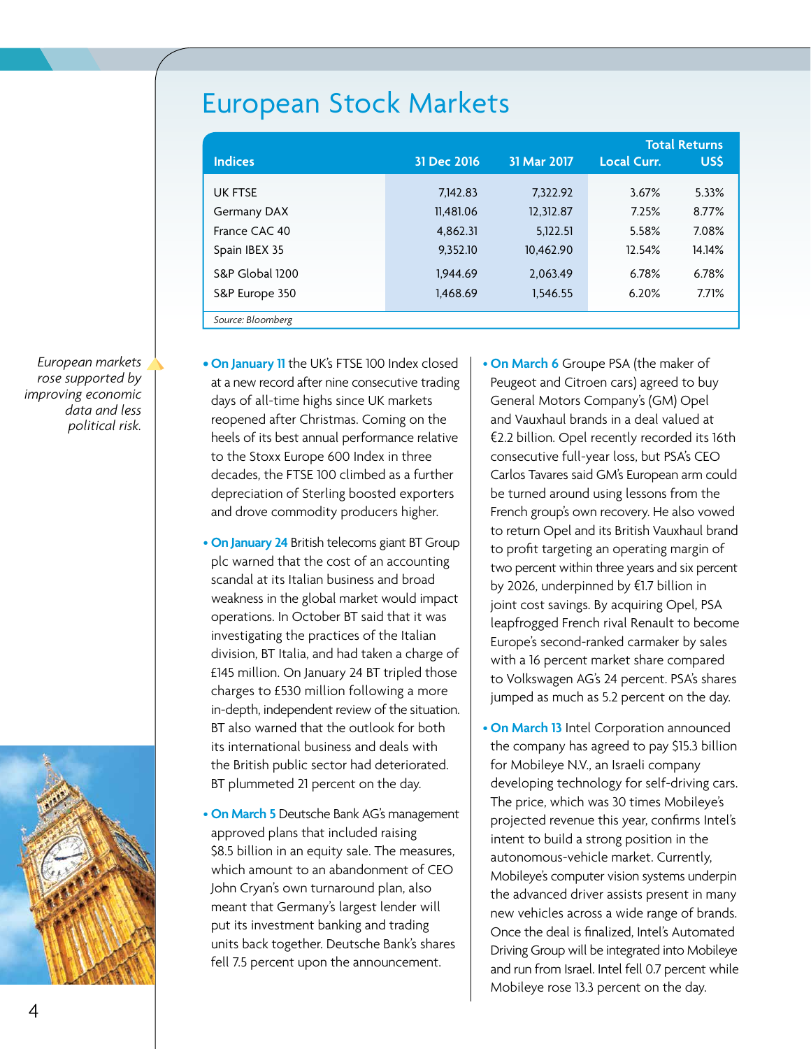# European Stock Markets

| Indices | 31 Dec 2016 | 31 Mar 2017 | Total Returns Local Curr. | Total Returns US$ |
|---|---|---|---|---|
| UK FTSE | 7,142.83 | 7,322.92 | 3.67% | 5.33% |
| Germany DAX | 11,481.06 | 12,312.87 | 7.25% | 8.77% |
| France CAC 40 | 4,862.31 | 5,122.51 | 5.58% | 7.08% |
| Spain IBEX 35 | 9,352.10 | 10,462.90 | 12.54% | 14.14% |
| S&P Global 1200 | 1,944.69 | 2,063.49 | 6.78% | 6.78% |
| S&P Europe 350 | 1,468.69 | 1,546.55 | 6.20% | 7.71% |

*Source: Bloomberg*

*European markets rose supported by improving economic data and less political risk.*

- **On January 11** the UK's FTSE 100 Index closed at a new record after nine consecutive trading days of all-time highs since UK markets reopened after Christmas. Coming on the heels of its best annual performance relative to the Stoxx Europe 600 Index in three decades, the FTSE 100 climbed as a further depreciation of Sterling boosted exporters and drove commodity producers higher.

- **On January 24** British telecoms giant BT Group plc warned that the cost of an accounting scandal at its Italian business and broad weakness in the global market would impact operations. In October BT said that it was investigating the practices of the Italian division, BT Italia, and had taken a charge of £145 million. On January 24 BT tripled those charges to £530 million following a more in-depth, independent review of the situation. BT also warned that the outlook for both its international business and deals with the British public sector had deteriorated. BT plummeted 21 percent on the day.

- **On March 5** Deutsche Bank AG's management approved plans that included raising $8.5 billion in an equity sale. The measures, which amount to an abandonment of CEO John Cryan's own turnaround plan, also meant that Germany's largest lender will put its investment banking and trading units back together. Deutsche Bank's shares fell 7.5 percent upon the announcement.

- **On March 6** Groupe PSA (the maker of Peugeot and Citroen cars) agreed to buy General Motors Company's (GM) Opel and Vauxhaul brands in a deal valued at €2.2 billion. Opel recently recorded its 16th consecutive full-year loss, but PSA's CEO Carlos Tavares said GM's European arm could be turned around using lessons from the French group's own recovery. He also vowed to return Opel and its British Vauxhaul brand to profit targeting an operating margin of two percent within three years and six percent by 2026, underpinned by €1.7 billion in joint cost savings. By acquiring Opel, PSA leapfrogged French rival Renault to become Europe's second-ranked carmaker by sales with a 16 percent market share compared to Volkswagen AG's 24 percent. PSA's shares jumped as much as 5.2 percent on the day.

- **On March 13** Intel Corporation announced the company has agreed to pay $15.3 billion for Mobileye N.V., an Israeli company developing technology for self-driving cars. The price, which was 30 times Mobileye's projected revenue this year, confirms Intel's intent to build a strong position in the autonomous-vehicle market. Currently, Mobileye's computer vision systems underpin the advanced driver assists present in many new vehicles across a wide range of brands. Once the deal is finalized, Intel's Automated Driving Group will be integrated into Mobileye and run from Israel. Intel fell 0.7 percent while Mobileye rose 13.3 percent on the day.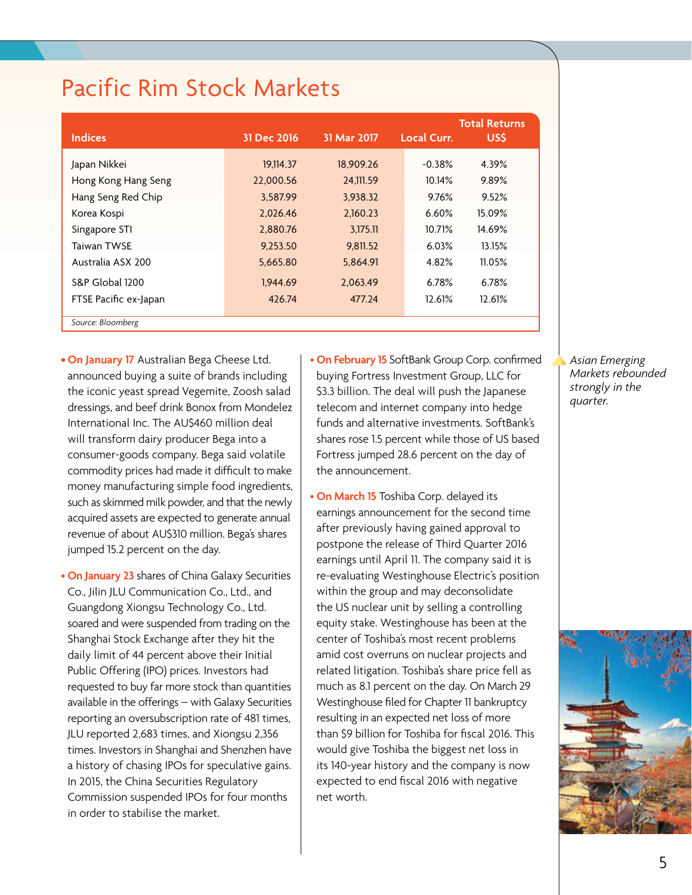# Pacific Rim Stock Markets

| Indices | 31 Dec 2016 | 31 Mar 2017 | Total Returns Local Curr. | Total Returns US$ |
|---|---|---|---|---|
| Japan Nikkei | 19,114.37 | 18,909.26 | -0.38% | 4.39% |
| Hong Kong Hang Seng | 22,000.56 | 24,111.59 | 10.14% | 9.89% |
| Hang Seng Red Chip | 3,587.99 | 3,938.32 | 9.76% | 9.52% |
| Korea Kospi | 2,026.46 | 2,160.23 | 6.60% | 15.09% |
| Singapore STI | 2,880.76 | 3,175.11 | 10.71% | 14.69% |
| Taiwan TWSE | 9,253.50 | 9,811.52 | 6.03% | 13.15% |
| Australia ASX 200 | 5,665.80 | 5,864.91 | 4.82% | 11.05% |
| S&P Global 1200 | 1,944.69 | 2,063.49 | 6.78% | 6.78% |
| FTSE Pacific ex-Japan | 426.74 | 477.24 | 12.61% | 12.61% |

*Source: Bloomberg*

- **On January 17** Australian Bega Cheese Ltd. announced buying a suite of brands including the iconic yeast spread Vegemite, Zoosh salad dressings, and beef drink Bonox from Mondelez International Inc. The AU$460 million deal will transform dairy producer Bega into a consumer-goods company. Bega said volatile commodity prices had made it difficult to make money manufacturing simple food ingredients, such as skimmed milk powder, and that the newly acquired assets are expected to generate annual revenue of about AU$310 million. Bega's shares jumped 15.2 percent on the day.

- **On January 23** shares of China Galaxy Securities Co., Jilin JLU Communication Co., Ltd., and Guangdong Xiongsu Technology Co., Ltd. soared and were suspended from trading on the Shanghai Stock Exchange after they hit the daily limit of 44 percent above their Initial Public Offering (IPO) prices. Investors had requested to buy far more stock than quantities available in the offerings – with Galaxy Securities reporting an oversubscription rate of 481 times, JLU reported 2,683 times, and Xiongsu 2,356 times. Investors in Shanghai and Shenzhen have a history of chasing IPOs for speculative gains. In 2015, the China Securities Regulatory Commission suspended IPOs for four months in order to stabilise the market.

- **On February 15** SoftBank Group Corp. confirmed buying Fortress Investment Group, LLC for $3.3 billion. The deal will push the Japanese telecom and internet company into hedge funds and alternative investments. SoftBank's shares rose 1.5 percent while those of US based Fortress jumped 28.6 percent on the day of the announcement.

- **On March 15** Toshiba Corp. delayed its earnings announcement for the second time after previously having gained approval to postpone the release of Third Quarter 2016 earnings until April 11. The company said it is re-evaluating Westinghouse Electric's position within the group and may deconsolidate the US nuclear unit by selling a controlling equity stake. Westinghouse has been at the center of Toshiba's most recent problems amid cost overruns on nuclear projects and related litigation. Toshiba's share price fell as much as 8.1 percent on the day. On March 29 Westinghouse filed for Chapter 11 bankruptcy resulting in an expected net loss of more than $9 billion for Toshiba for fiscal 2016. This would give Toshiba the biggest net loss in its 140-year history and the company is now expected to end fiscal 2016 with negative net worth.

*Asian Emerging Markets rebounded strongly in the quarter.*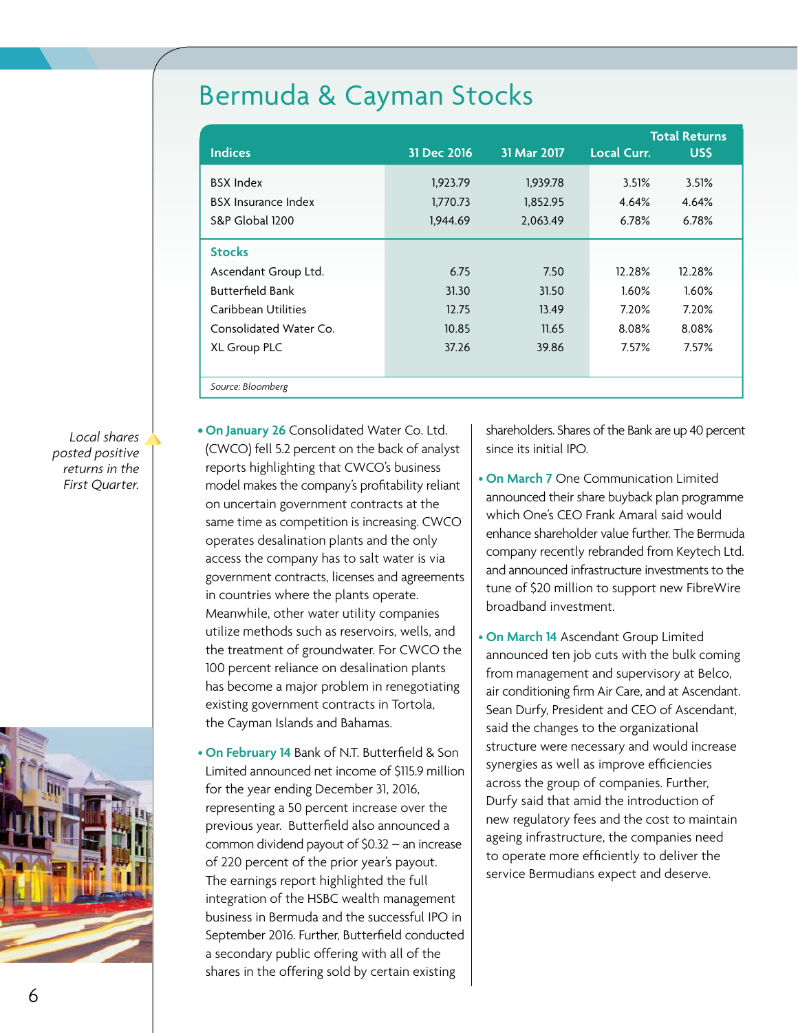# Bermuda & Cayman Stocks

| Indices | 31 Dec 2016 | 31 Mar 2017 | Total Returns Local Curr. | Total Returns US$ |
|---|---|---|---|---|
| BSX Index | 1,923.79 | 1,939.78 | 3.51% | 3.51% |
| BSX Insurance Index | 1,770.73 | 1,852.95 | 4.64% | 4.64% |
| S&P Global 1200 | 1,944.69 | 2,063.49 | 6.78% | 6.78% |
| **Stocks** | | | | |
| Ascendant Group Ltd. | 6.75 | 7.50 | 12.28% | 12.28% |
| Butterfield Bank | 31.30 | 31.50 | 1.60% | 1.60% |
| Caribbean Utilities | 12.75 | 13.49 | 7.20% | 7.20% |
| Consolidated Water Co. | 10.85 | 11.65 | 8.08% | 8.08% |
| XL Group PLC | 37.26 | 39.86 | 7.57% | 7.57% |

*Source: Bloomberg*

*Local shares posted positive returns in the First Quarter.*

- **On January 26** Consolidated Water Co. Ltd. (CWCO) fell 5.2 percent on the back of analyst reports highlighting that CWCO's business model makes the company's profitability reliant on uncertain government contracts at the same time as competition is increasing. CWCO operates desalination plants and the only access the company has to salt water is via government contracts, licenses and agreements in countries where the plants operate. Meanwhile, other water utility companies utilize methods such as reservoirs, wells, and the treatment of groundwater. For CWCO the 100 percent reliance on desalination plants has become a major problem in renegotiating existing government contracts in Tortola, the Cayman Islands and Bahamas.

- **On February 14** Bank of N.T. Butterfield & Son Limited announced net income of $115.9 million for the year ending December 31, 2016, representing a 50 percent increase over the previous year. Butterfield also announced a common dividend payout of $0.32 – an increase of 220 percent of the prior year's payout. The earnings report highlighted the full integration of the HSBC wealth management business in Bermuda and the successful IPO in September 2016. Further, Butterfield conducted a secondary public offering with all of the shares in the offering sold by certain existing shareholders. Shares of the Bank are up 40 percent since its initial IPO.

- **On March 7** One Communication Limited announced their share buyback plan programme which One's CEO Frank Amaral said would enhance shareholder value further. The Bermuda company recently rebranded from Keytech Ltd. and announced infrastructure investments to the tune of $20 million to support new FibreWire broadband investment.

- **On March 14** Ascendant Group Limited announced ten job cuts with the bulk coming from management and supervisory at Belco, air conditioning firm Air Care, and at Ascendant. Sean Durfy, President and CEO of Ascendant, said the changes to the organizational structure were necessary and would increase synergies as well as improve efficiencies across the group of companies. Further, Durfy said that amid the introduction of new regulatory fees and the cost to maintain ageing infrastructure, the companies need to operate more efficiently to deliver the service Bermudians expect and deserve.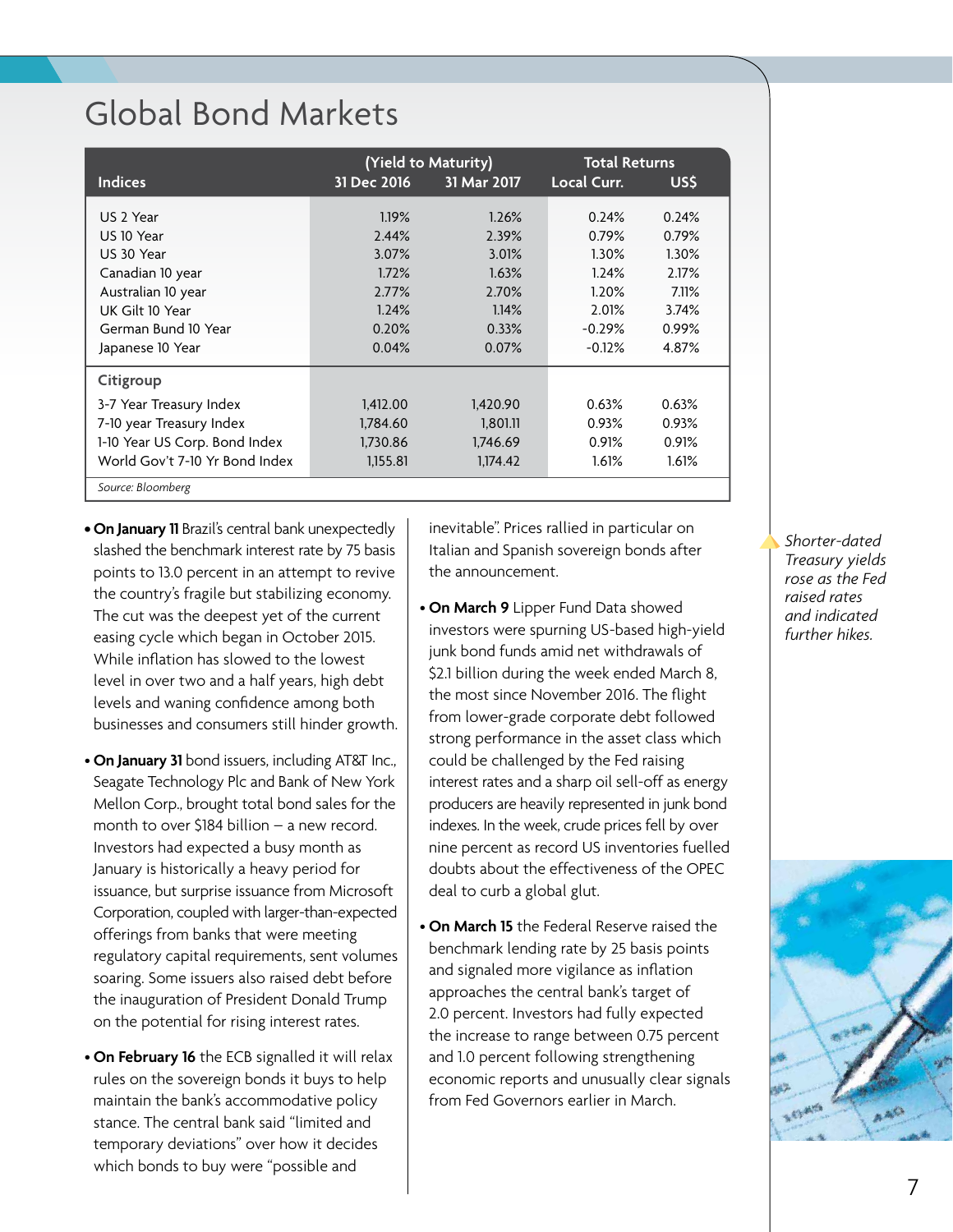# Global Bond Markets

| Indices | (Yield to Maturity) 31 Dec 2016 | 31 Mar 2017 | Total Returns Local Curr. | US$ |
|---|---|---|---|---|
| US 2 Year | 1.19% | 1.26% | 0.24% | 0.24% |
| US 10 Year | 2.44% | 2.39% | 0.79% | 0.79% |
| US 30 Year | 3.07% | 3.01% | 1.30% | 1.30% |
| Canadian 10 year | 1.72% | 1.63% | 1.24% | 2.17% |
| Australian 10 year | 2.77% | 2.70% | 1.20% | 7.11% |
| UK Gilt 10 Year | 1.24% | 1.14% | 2.01% | 3.74% |
| German Bund 10 Year | 0.20% | 0.33% | -0.29% | 0.99% |
| Japanese 10 Year | 0.04% | 0.07% | -0.12% | 4.87% |
| **Citigroup** | | | | |
| 3-7 Year Treasury Index | 1,412.00 | 1,420.90 | 0.63% | 0.63% |
| 7-10 year Treasury Index | 1,784.60 | 1,801.11 | 0.93% | 0.93% |
| 1-10 Year US Corp. Bond Index | 1,730.86 | 1,746.69 | 0.91% | 0.91% |
| World Gov't 7-10 Yr Bond Index | 1,155.81 | 1,174.42 | 1.61% | 1.61% |

*Source: Bloomberg*

- **On January 11** Brazil's central bank unexpectedly slashed the benchmark interest rate by 75 basis points to 13.0 percent in an attempt to revive the country's fragile but stabilizing economy. The cut was the deepest yet of the current easing cycle which began in October 2015. While inflation has slowed to the lowest level in over two and a half years, high debt levels and waning confidence among both businesses and consumers still hinder growth.

- **On January 31** bond issuers, including AT&T Inc., Seagate Technology Plc and Bank of New York Mellon Corp., brought total bond sales for the month to over $184 billion – a new record. Investors had expected a busy month as January is historically a heavy period for issuance, but surprise issuance from Microsoft Corporation, coupled with larger-than-expected offerings from banks that were meeting regulatory capital requirements, sent volumes soaring. Some issuers also raised debt before the inauguration of President Donald Trump on the potential for rising interest rates.

- **On February 16** the ECB signalled it will relax rules on the sovereign bonds it buys to help maintain the bank's accommodative policy stance. The central bank said "limited and temporary deviations" over how it decides which bonds to buy were "possible and inevitable". Prices rallied in particular on Italian and Spanish sovereign bonds after the announcement.

- **On March 9** Lipper Fund Data showed investors were spurning US-based high-yield junk bond funds amid net withdrawals of $2.1 billion during the week ended March 8, the most since November 2016. The flight from lower-grade corporate debt followed strong performance in the asset class which could be challenged by the Fed raising interest rates and a sharp oil sell-off as energy producers are heavily represented in junk bond indexes. In the week, crude prices fell by over nine percent as record US inventories fuelled doubts about the effectiveness of the OPEC deal to curb a global glut.

- **On March 15** the Federal Reserve raised the benchmark lending rate by 25 basis points and signaled more vigilance as inflation approaches the central bank's target of 2.0 percent. Investors had fully expected the increase to range between 0.75 percent and 1.0 percent following strengthening economic reports and unusually clear signals from Fed Governors earlier in March.

*Shorter-dated Treasury yields rose as the Fed raised rates and indicated further hikes.*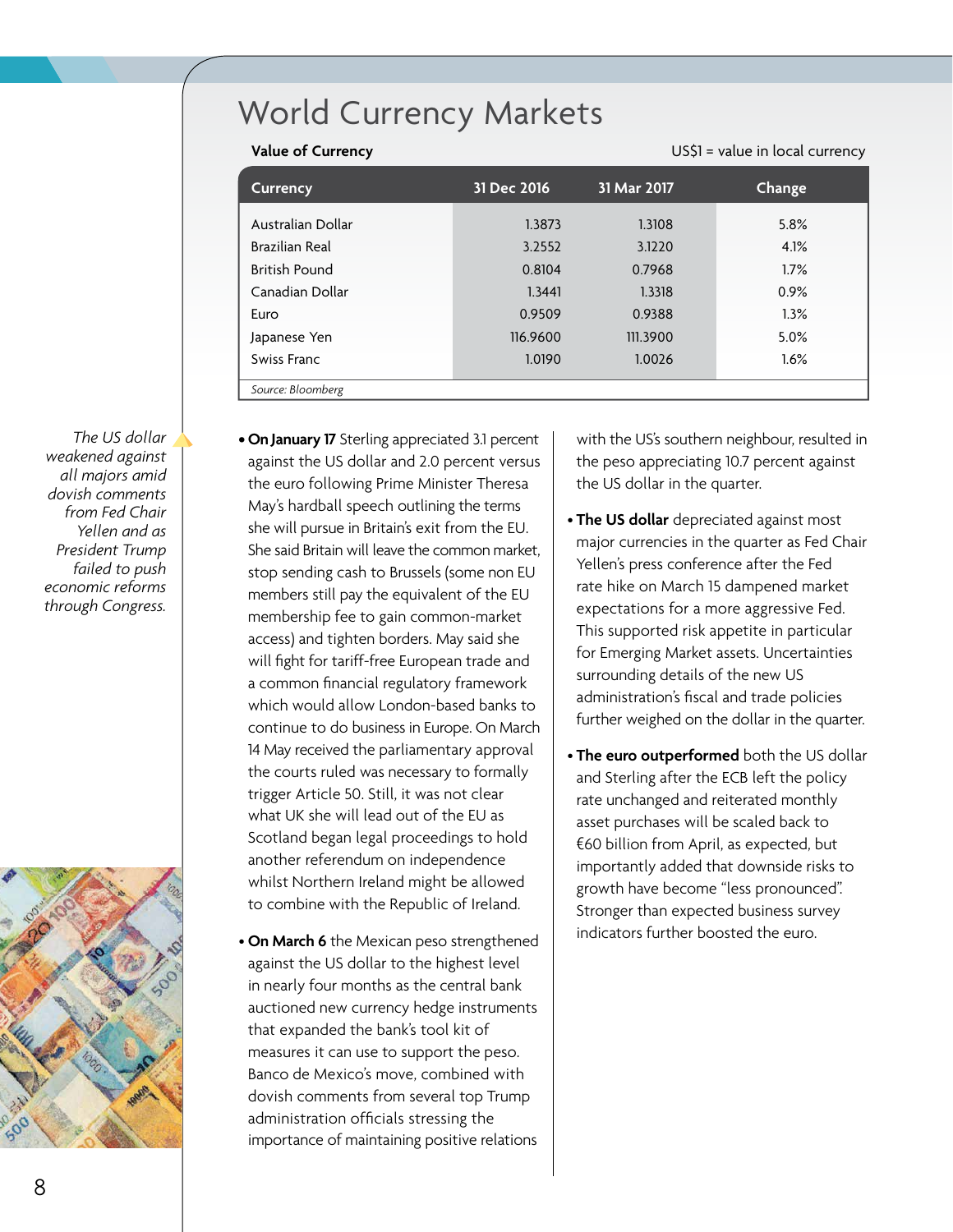# World Currency Markets

**Value of Currency** US$1 = value in local currency

| Currency | 31 Dec 2016 | 31 Mar 2017 | Change |
|---|---|---|---|
| Australian Dollar | 1.3873 | 1.3108 | 5.8% |
| Brazilian Real | 3.2552 | 3.1220 | 4.1% |
| British Pound | 0.8104 | 0.7968 | 1.7% |
| Canadian Dollar | 1.3441 | 1.3318 | 0.9% |
| Euro | 0.9509 | 0.9388 | 1.3% |
| Japanese Yen | 116.9600 | 111.3900 | 5.0% |
| Swiss Franc | 1.0190 | 1.0026 | 1.6% |

*Source: Bloomberg*

*The US dollar weakened against all majors amid dovish comments from Fed Chair Yellen and as President Trump failed to push economic reforms through Congress.*

- **On January 17** Sterling appreciated 3.1 percent against the US dollar and 2.0 percent versus the euro following Prime Minister Theresa May's hardball speech outlining the terms she will pursue in Britain's exit from the EU. She said Britain will leave the common market, stop sending cash to Brussels (some non EU members still pay the equivalent of the EU membership fee to gain common-market access) and tighten borders. May said she will fight for tariff-free European trade and a common financial regulatory framework which would allow London-based banks to continue to do business in Europe. On March 14 May received the parliamentary approval the courts ruled was necessary to formally trigger Article 50. Still, it was not clear what UK she will lead out of the EU as Scotland began legal proceedings to hold another referendum on independence whilst Northern Ireland might be allowed to combine with the Republic of Ireland.

- **On March 6** the Mexican peso strengthened against the US dollar to the highest level in nearly four months as the central bank auctioned new currency hedge instruments that expanded the bank's tool kit of measures it can use to support the peso. Banco de Mexico's move, combined with dovish comments from several top Trump administration officials stressing the importance of maintaining positive relations with the US's southern neighbour, resulted in the peso appreciating 10.7 percent against the US dollar in the quarter.

- **The US dollar** depreciated against most major currencies in the quarter as Fed Chair Yellen's press conference after the Fed rate hike on March 15 dampened market expectations for a more aggressive Fed. This supported risk appetite in particular for Emerging Market assets. Uncertainties surrounding details of the new US administration's fiscal and trade policies further weighed on the dollar in the quarter.

- **The euro outperformed** both the US dollar and Sterling after the ECB left the policy rate unchanged and reiterated monthly asset purchases will be scaled back to €60 billion from April, as expected, but importantly added that downside risks to growth have become "less pronounced". Stronger than expected business survey indicators further boosted the euro.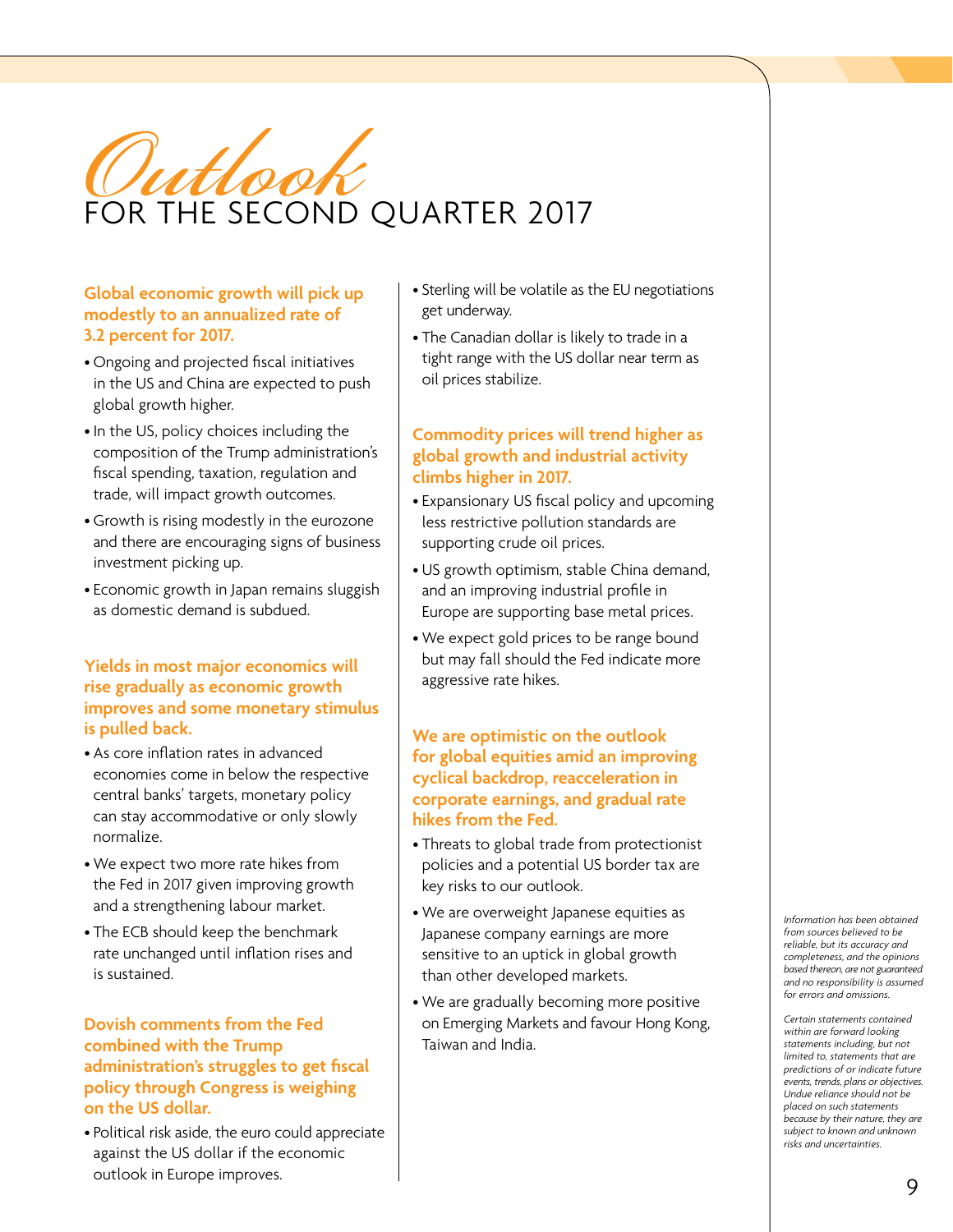# *Outlook* FOR THE SECOND QUARTER 2017

### Global economic growth will pick up modestly to an annualized rate of 3.2 percent for 2017.

- Ongoing and projected fiscal initiatives in the US and China are expected to push global growth higher.
- In the US, policy choices including the composition of the Trump administration's fiscal spending, taxation, regulation and trade, will impact growth outcomes.
- Growth is rising modestly in the eurozone and there are encouraging signs of business investment picking up.
- Economic growth in Japan remains sluggish as domestic demand is subdued.

### Yields in most major economics will rise gradually as economic growth improves and some monetary stimulus is pulled back.

- As core inflation rates in advanced economies come in below the respective central banks' targets, monetary policy can stay accommodative or only slowly normalize.
- We expect two more rate hikes from the Fed in 2017 given improving growth and a strengthening labour market.
- The ECB should keep the benchmark rate unchanged until inflation rises and is sustained.

### Dovish comments from the Fed combined with the Trump administration's struggles to get fiscal policy through Congress is weighing on the US dollar.

- Political risk aside, the euro could appreciate against the US dollar if the economic outlook in Europe improves.
- Sterling will be volatile as the EU negotiations get underway.
- The Canadian dollar is likely to trade in a tight range with the US dollar near term as oil prices stabilize.

### Commodity prices will trend higher as global growth and industrial activity climbs higher in 2017.

- Expansionary US fiscal policy and upcoming less restrictive pollution standards are supporting crude oil prices.
- US growth optimism, stable China demand, and an improving industrial profile in Europe are supporting base metal prices.
- We expect gold prices to be range bound but may fall should the Fed indicate more aggressive rate hikes.

### We are optimistic on the outlook for global equities amid an improving cyclical backdrop, reacceleration in corporate earnings, and gradual rate hikes from the Fed.

- Threats to global trade from protectionist policies and a potential US border tax are key risks to our outlook.
- We are overweight Japanese equities as Japanese company earnings are more sensitive to an uptick in global growth than other developed markets.
- We are gradually becoming more positive on Emerging Markets and favour Hong Kong, Taiwan and India.

*Information has been obtained from sources believed to be reliable, but its accuracy and completeness, and the opinions based thereon, are not guaranteed and no responsibility is assumed for errors and omissions.*

*Certain statements contained within are forward looking statements including, but not limited to, statements that are predictions of or indicate future events, trends, plans or objectives. Undue reliance should not be placed on such statements because by their nature, they are subject to known and unknown risks and uncertainties.*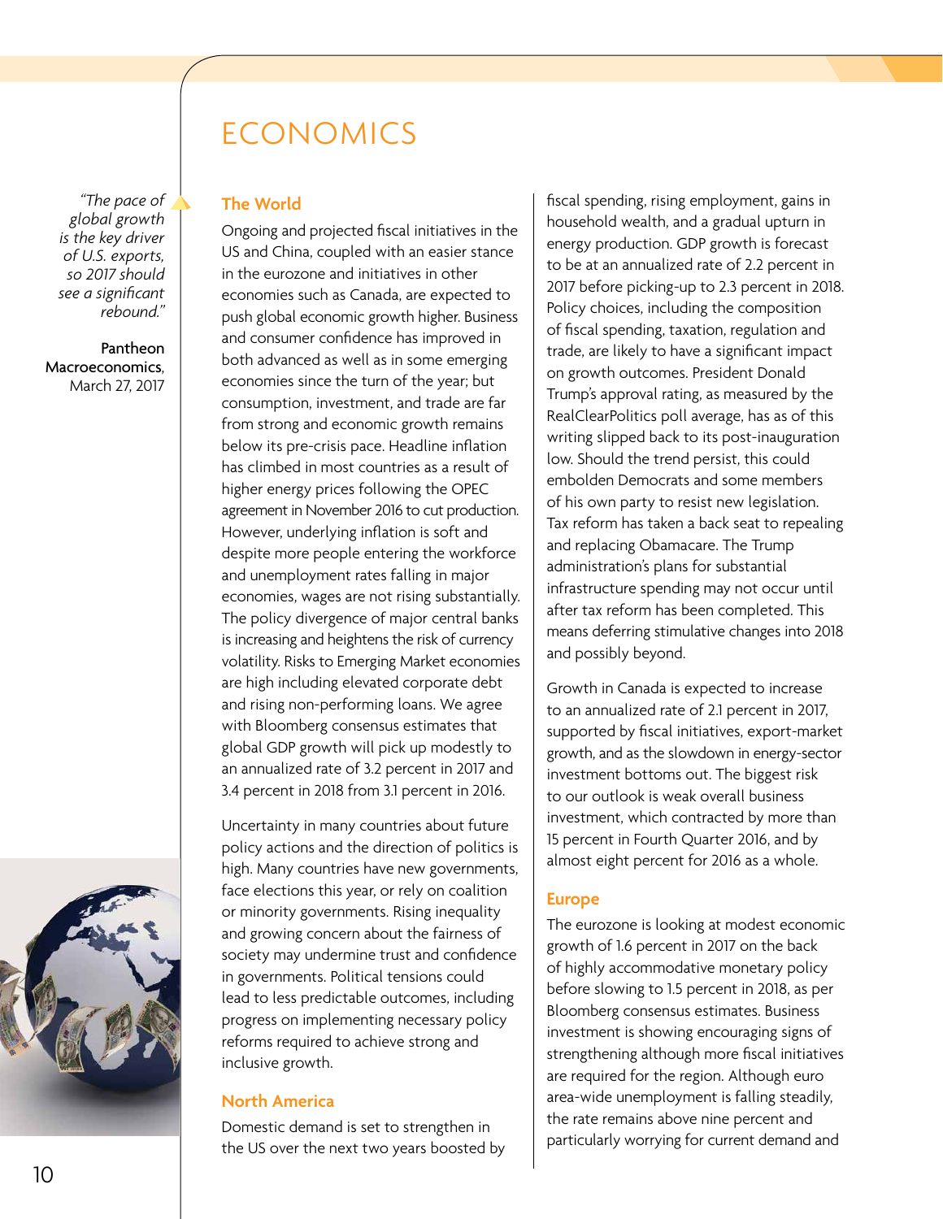# ECONOMICS

> *"The pace of global growth is the key driver of U.S. exports, so 2017 should see a significant rebound."*
>
> Pantheon Macroeconomics, March 27, 2017

## The World

Ongoing and projected fiscal initiatives in the US and China, coupled with an easier stance in the eurozone and initiatives in other economies such as Canada, are expected to push global economic growth higher. Business and consumer confidence has improved in both advanced as well as in some emerging economies since the turn of the year; but consumption, investment, and trade are far from strong and economic growth remains below its pre-crisis pace. Headline inflation has climbed in most countries as a result of higher energy prices following the OPEC agreement in November 2016 to cut production. However, underlying inflation is soft and despite more people entering the workforce and unemployment rates falling in major economies, wages are not rising substantially. The policy divergence of major central banks is increasing and heightens the risk of currency volatility. Risks to Emerging Market economies are high including elevated corporate debt and rising non-performing loans. We agree with Bloomberg consensus estimates that global GDP growth will pick up modestly to an annualized rate of 3.2 percent in 2017 and 3.4 percent in 2018 from 3.1 percent in 2016.

Uncertainty in many countries about future policy actions and the direction of politics is high. Many countries have new governments, face elections this year, or rely on coalition or minority governments. Rising inequality and growing concern about the fairness of society may undermine trust and confidence in governments. Political tensions could lead to less predictable outcomes, including progress on implementing necessary policy reforms required to achieve strong and inclusive growth.

## North America

Domestic demand is set to strengthen in the US over the next two years boosted by fiscal spending, rising employment, gains in household wealth, and a gradual upturn in energy production. GDP growth is forecast to be at an annualized rate of 2.2 percent in 2017 before picking-up to 2.3 percent in 2018. Policy choices, including the composition of fiscal spending, taxation, regulation and trade, are likely to have a significant impact on growth outcomes. President Donald Trump's approval rating, as measured by the RealClearPolitics poll average, has as of this writing slipped back to its post-inauguration low. Should the trend persist, this could embolden Democrats and some members of his own party to resist new legislation. Tax reform has taken a back seat to repealing and replacing Obamacare. The Trump administration's plans for substantial infrastructure spending may not occur until after tax reform has been completed. This means deferring stimulative changes into 2018 and possibly beyond.

Growth in Canada is expected to increase to an annualized rate of 2.1 percent in 2017, supported by fiscal initiatives, export-market growth, and as the slowdown in energy-sector investment bottoms out. The biggest risk to our outlook is weak overall business investment, which contracted by more than 15 percent in Fourth Quarter 2016, and by almost eight percent for 2016 as a whole.

## Europe

The eurozone is looking at modest economic growth of 1.6 percent in 2017 on the back of highly accommodative monetary policy before slowing to 1.5 percent in 2018, as per Bloomberg consensus estimates. Business investment is showing encouraging signs of strengthening although more fiscal initiatives are required for the region. Although euro area-wide unemployment is falling steadily, the rate remains above nine percent and particularly worrying for current demand and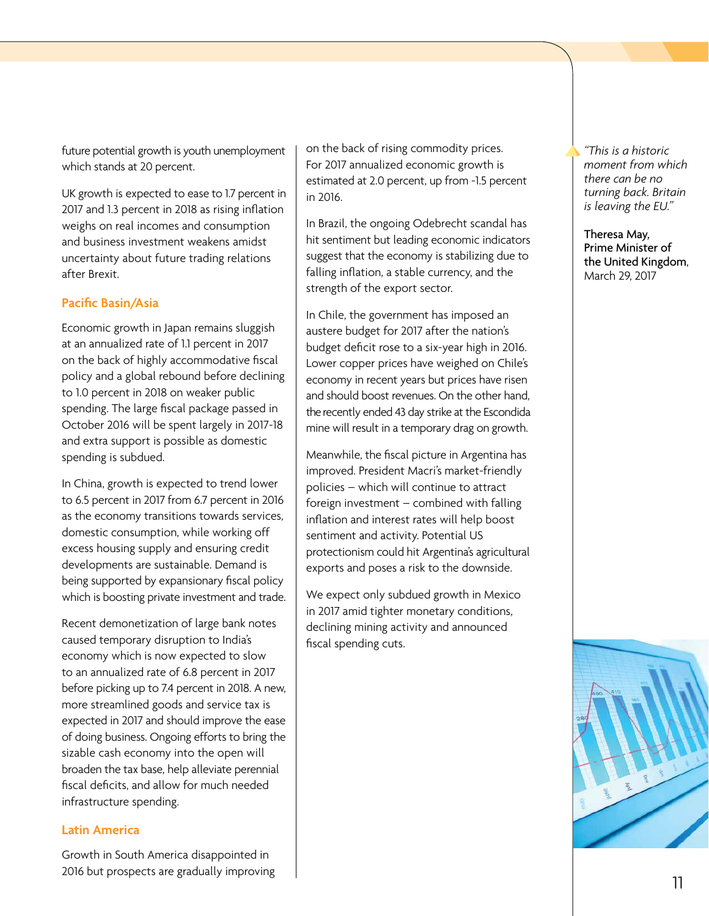future potential growth is youth unemployment which stands at 20 percent.

UK growth is expected to ease to 1.7 percent in 2017 and 1.3 percent in 2018 as rising inflation weighs on real incomes and consumption and business investment weakens amidst uncertainty about future trading relations after Brexit.

## Pacific Basin/Asia

Economic growth in Japan remains sluggish at an annualized rate of 1.1 percent in 2017 on the back of highly accommodative fiscal policy and a global rebound before declining to 1.0 percent in 2018 on weaker public spending. The large fiscal package passed in October 2016 will be spent largely in 2017-18 and extra support is possible as domestic spending is subdued.

In China, growth is expected to trend lower to 6.5 percent in 2017 from 6.7 percent in 2016 as the economy transitions towards services, domestic consumption, while working off excess housing supply and ensuring credit developments are sustainable. Demand is being supported by expansionary fiscal policy which is boosting private investment and trade.

Recent demonetization of large bank notes caused temporary disruption to India's economy which is now expected to slow to an annualized rate of 6.8 percent in 2017 before picking up to 7.4 percent in 2018. A new, more streamlined goods and service tax is expected in 2017 and should improve the ease of doing business. Ongoing efforts to bring the sizable cash economy into the open will broaden the tax base, help alleviate perennial fiscal deficits, and allow for much needed infrastructure spending.

## Latin America

Growth in South America disappointed in 2016 but prospects are gradually improving on the back of rising commodity prices. For 2017 annualized economic growth is estimated at 2.0 percent, up from -1.5 percent in 2016.

In Brazil, the ongoing Odebrecht scandal has hit sentiment but leading economic indicators suggest that the economy is stabilizing due to falling inflation, a stable currency, and the strength of the export sector.

In Chile, the government has imposed an austere budget for 2017 after the nation's budget deficit rose to a six-year high in 2016. Lower copper prices have weighed on Chile's economy in recent years but prices have risen and should boost revenues. On the other hand, the recently ended 43 day strike at the Escondida mine will result in a temporary drag on growth.

Meanwhile, the fiscal picture in Argentina has improved. President Macri's market-friendly policies – which will continue to attract foreign investment – combined with falling inflation and interest rates will help boost sentiment and activity. Potential US protectionism could hit Argentina's agricultural exports and poses a risk to the downside.

We expect only subdued growth in Mexico in 2017 amid tighter monetary conditions, declining mining activity and announced fiscal spending cuts.

*"This is a historic moment from which there can be no turning back. Britain is leaving the EU."*

**Theresa May, Prime Minister of the United Kingdom**, March 29, 2017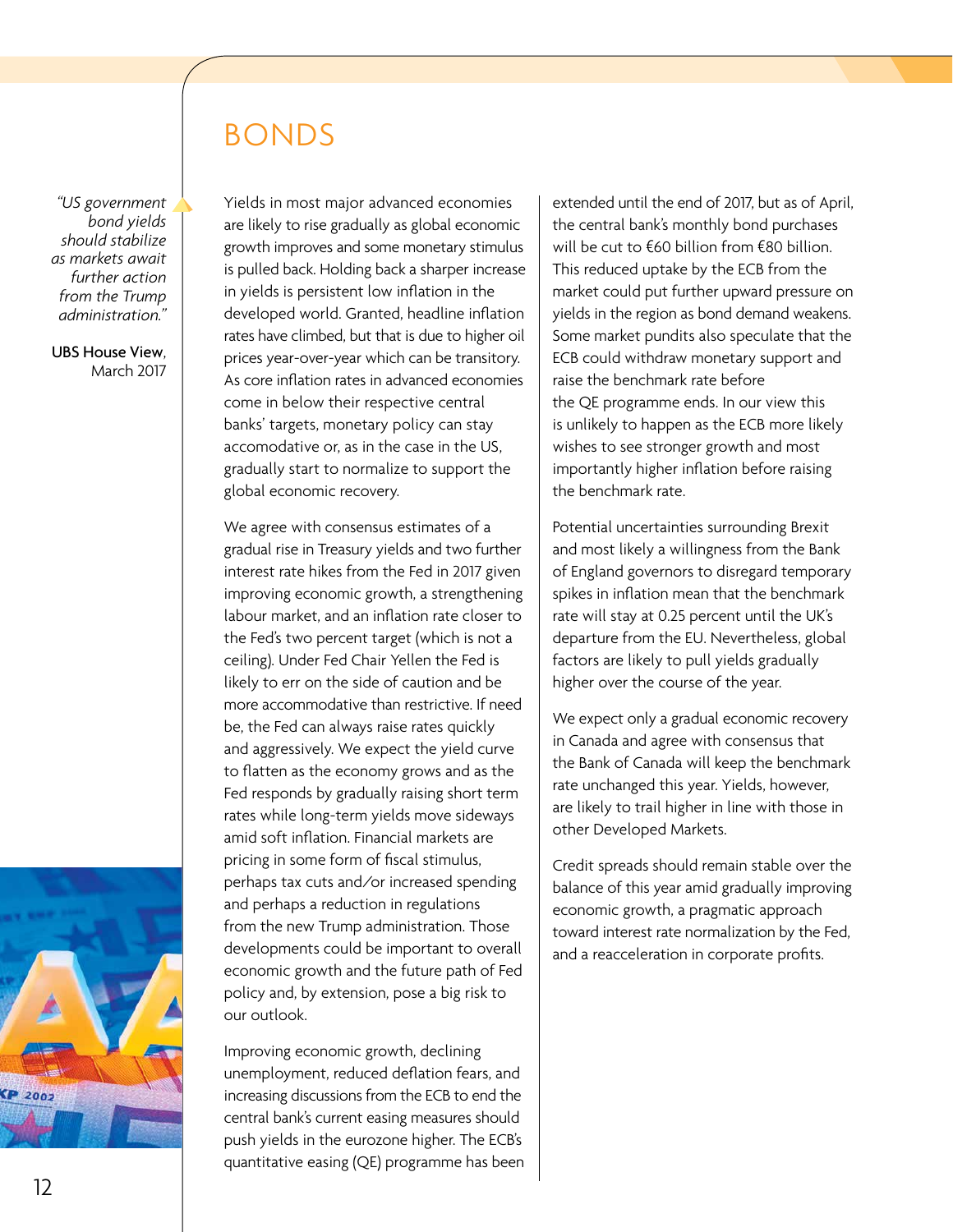# BONDS

> *"US government bond yields should stabilize as markets await further action from the Trump administration."*
>
> UBS House View, March 2017

Yields in most major advanced economies are likely to rise gradually as global economic growth improves and some monetary stimulus is pulled back. Holding back a sharper increase in yields is persistent low inflation in the developed world. Granted, headline inflation rates have climbed, but that is due to higher oil prices year-over-year which can be transitory. As core inflation rates in advanced economies come in below their respective central banks' targets, monetary policy can stay accomodative or, as in the case in the US, gradually start to normalize to support the global economic recovery.

We agree with consensus estimates of a gradual rise in Treasury yields and two further interest rate hikes from the Fed in 2017 given improving economic growth, a strengthening labour market, and an inflation rate closer to the Fed's two percent target (which is not a ceiling). Under Fed Chair Yellen the Fed is likely to err on the side of caution and be more accommodative than restrictive. If need be, the Fed can always raise rates quickly and aggressively. We expect the yield curve to flatten as the economy grows and as the Fed responds by gradually raising short term rates while long-term yields move sideways amid soft inflation. Financial markets are pricing in some form of fiscal stimulus, perhaps tax cuts and/or increased spending and perhaps a reduction in regulations from the new Trump administration. Those developments could be important to overall economic growth and the future path of Fed policy and, by extension, pose a big risk to our outlook.

Improving economic growth, declining unemployment, reduced deflation fears, and increasing discussions from the ECB to end the central bank's current easing measures should push yields in the eurozone higher. The ECB's quantitative easing (QE) programme has been extended until the end of 2017, but as of April, the central bank's monthly bond purchases will be cut to €60 billion from €80 billion. This reduced uptake by the ECB from the market could put further upward pressure on yields in the region as bond demand weakens. Some market pundits also speculate that the ECB could withdraw monetary support and raise the benchmark rate before the QE programme ends. In our view this is unlikely to happen as the ECB more likely wishes to see stronger growth and most importantly higher inflation before raising the benchmark rate.

Potential uncertainties surrounding Brexit and most likely a willingness from the Bank of England governors to disregard temporary spikes in inflation mean that the benchmark rate will stay at 0.25 percent until the UK's departure from the EU. Nevertheless, global factors are likely to pull yields gradually higher over the course of the year.

We expect only a gradual economic recovery in Canada and agree with consensus that the Bank of Canada will keep the benchmark rate unchanged this year. Yields, however, are likely to trail higher in line with those in other Developed Markets.

Credit spreads should remain stable over the balance of this year amid gradually improving economic growth, a pragmatic approach toward interest rate normalization by the Fed, and a reacceleration in corporate profits.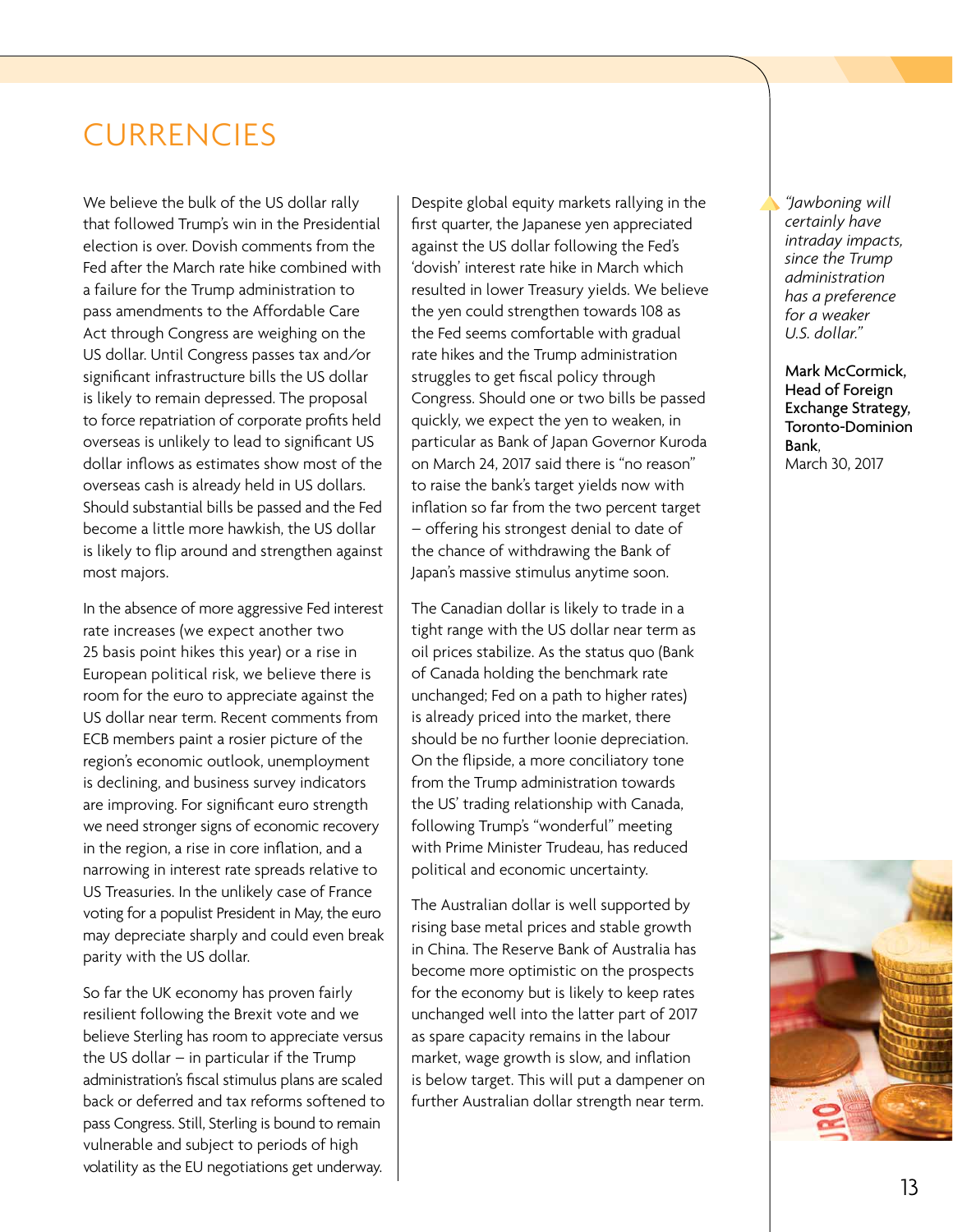# CURRENCIES

We believe the bulk of the US dollar rally that followed Trump's win in the Presidential election is over. Dovish comments from the Fed after the March rate hike combined with a failure for the Trump administration to pass amendments to the Affordable Care Act through Congress are weighing on the US dollar. Until Congress passes tax and/or significant infrastructure bills the US dollar is likely to remain depressed. The proposal to force repatriation of corporate profits held overseas is unlikely to lead to significant US dollar inflows as estimates show most of the overseas cash is already held in US dollars. Should substantial bills be passed and the Fed become a little more hawkish, the US dollar is likely to flip around and strengthen against most majors.

In the absence of more aggressive Fed interest rate increases (we expect another two 25 basis point hikes this year) or a rise in European political risk, we believe there is room for the euro to appreciate against the US dollar near term. Recent comments from ECB members paint a rosier picture of the region's economic outlook, unemployment is declining, and business survey indicators are improving. For significant euro strength we need stronger signs of economic recovery in the region, a rise in core inflation, and a narrowing in interest rate spreads relative to US Treasuries. In the unlikely case of France voting for a populist President in May, the euro may depreciate sharply and could even break parity with the US dollar.

So far the UK economy has proven fairly resilient following the Brexit vote and we believe Sterling has room to appreciate versus the US dollar – in particular if the Trump administration's fiscal stimulus plans are scaled back or deferred and tax reforms softened to pass Congress. Still, Sterling is bound to remain vulnerable and subject to periods of high volatility as the EU negotiations get underway.

Despite global equity markets rallying in the first quarter, the Japanese yen appreciated against the US dollar following the Fed's 'dovish' interest rate hike in March which resulted in lower Treasury yields. We believe the yen could strengthen towards 108 as the Fed seems comfortable with gradual rate hikes and the Trump administration struggles to get fiscal policy through Congress. Should one or two bills be passed quickly, we expect the yen to weaken, in particular as Bank of Japan Governor Kuroda on March 24, 2017 said there is "no reason" to raise the bank's target yields now with inflation so far from the two percent target – offering his strongest denial to date of the chance of withdrawing the Bank of Japan's massive stimulus anytime soon.

The Canadian dollar is likely to trade in a tight range with the US dollar near term as oil prices stabilize. As the status quo (Bank of Canada holding the benchmark rate unchanged; Fed on a path to higher rates) is already priced into the market, there should be no further loonie depreciation. On the flipside, a more conciliatory tone from the Trump administration towards the US' trading relationship with Canada, following Trump's "wonderful" meeting with Prime Minister Trudeau, has reduced political and economic uncertainty.

The Australian dollar is well supported by rising base metal prices and stable growth in China. The Reserve Bank of Australia has become more optimistic on the prospects for the economy but is likely to keep rates unchanged well into the latter part of 2017 as spare capacity remains in the labour market, wage growth is slow, and inflation is below target. This will put a dampener on further Australian dollar strength near term.

*"Jawboning will certainly have intraday impacts, since the Trump administration has a preference for a weaker U.S. dollar."*

**Mark McCormick, Head of Foreign Exchange Strategy, Toronto-Dominion Bank,**
March 30, 2017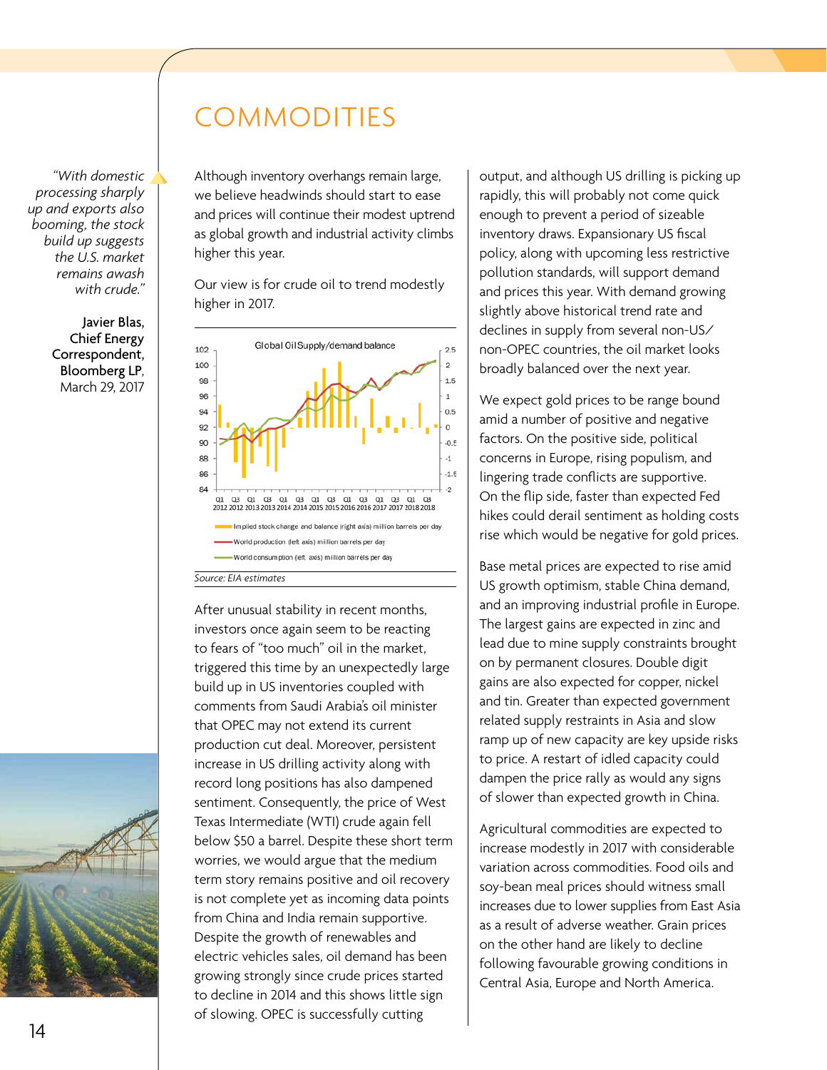# COMMODITIES

> *"With domestic processing sharply up and exports also booming, the stock build up suggests the U.S. market remains awash with crude."*
>
> **Javier Blas, Chief Energy Correspondent, Bloomberg LP,** March 29, 2017

Although inventory overhangs remain large, we believe headwinds should start to ease and prices will continue their modest uptrend as global growth and industrial activity climbs higher this year.

Our view is for crude oil to trend modestly higher in 2017.

Global Oil Supply/demand balance

- Implied stock change and balance (right axis) million barrels per day
- World production (left axis) million barrels per day
- World consumption (left axis) million barrels per day

*Source: EIA estimates*

After unusual stability in recent months, investors once again seem to be reacting to fears of "too much" oil in the market, triggered this time by an unexpectedly large build up in US inventories coupled with comments from Saudi Arabia's oil minister that OPEC may not extend its current production cut deal. Moreover, persistent increase in US drilling activity along with record long positions has also dampened sentiment. Consequently, the price of West Texas Intermediate (WTI) crude again fell below $50 a barrel. Despite these short term worries, we would argue that the medium term story remains positive and oil recovery is not complete yet as incoming data points from China and India remain supportive. Despite the growth of renewables and electric vehicles sales, oil demand has been growing strongly since crude prices started to decline in 2014 and this shows little sign of slowing. OPEC is successfully cutting output, and although US drilling is picking up rapidly, this will probably not come quick enough to prevent a period of sizeable inventory draws. Expansionary US fiscal policy, along with upcoming less restrictive pollution standards, will support demand and prices this year. With demand growing slightly above historical trend rate and declines in supply from several non-US/non-OPEC countries, the oil market looks broadly balanced over the next year.

We expect gold prices to be range bound amid a number of positive and negative factors. On the positive side, political concerns in Europe, rising populism, and lingering trade conflicts are supportive. On the flip side, faster than expected Fed hikes could derail sentiment as holding costs rise which would be negative for gold prices.

Base metal prices are expected to rise amid US growth optimism, stable China demand, and an improving industrial profile in Europe. The largest gains are expected in zinc and lead due to mine supply constraints brought on by permanent closures. Double digit gains are also expected for copper, nickel and tin. Greater than expected government related supply restraints in Asia and slow ramp up of new capacity are key upside risks to price. A restart of idled capacity could dampen the price rally as would any signs of slower than expected growth in China.

Agricultural commodities are expected to increase modestly in 2017 with considerable variation across commodities. Food oils and soy-bean meal prices should witness small increases due to lower supplies from East Asia as a result of adverse weather. Grain prices on the other hand are likely to decline following favourable growing conditions in Central Asia, Europe and North America.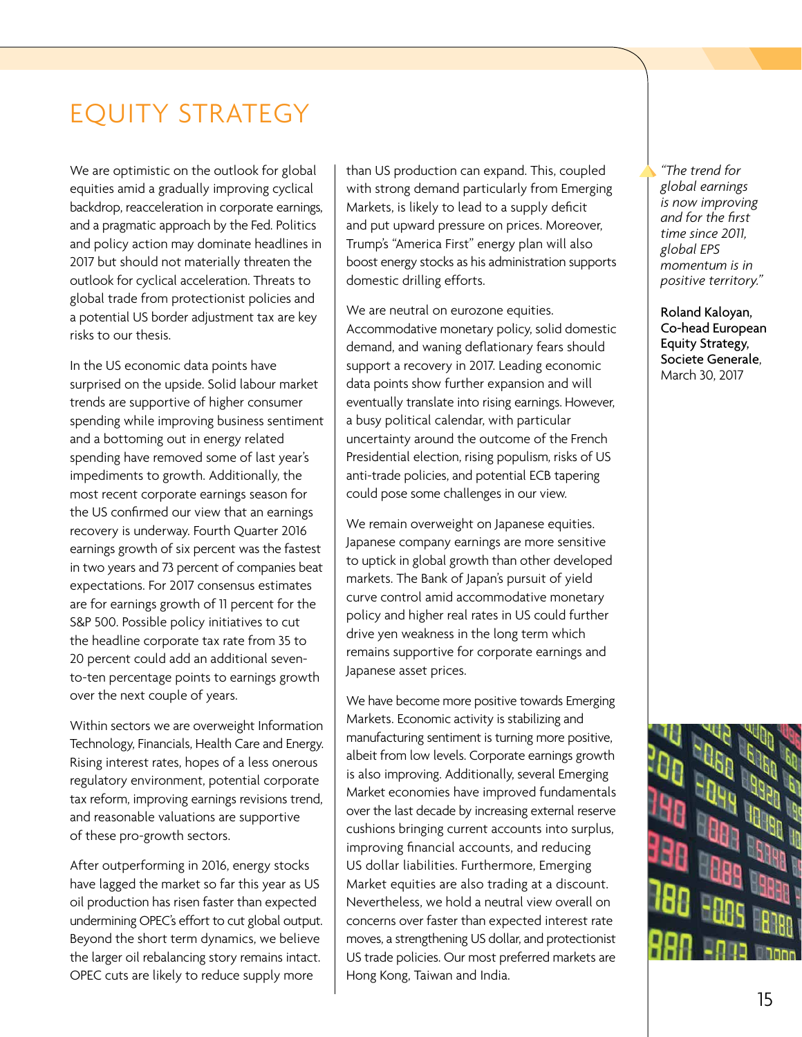# EQUITY STRATEGY

We are optimistic on the outlook for global equities amid a gradually improving cyclical backdrop, reacceleration in corporate earnings, and a pragmatic approach by the Fed. Politics and policy action may dominate headlines in 2017 but should not materially threaten the outlook for cyclical acceleration. Threats to global trade from protectionist policies and a potential US border adjustment tax are key risks to our thesis.

In the US economic data points have surprised on the upside. Solid labour market trends are supportive of higher consumer spending while improving business sentiment and a bottoming out in energy related spending have removed some of last year's impediments to growth. Additionally, the most recent corporate earnings season for the US confirmed our view that an earnings recovery is underway. Fourth Quarter 2016 earnings growth of six percent was the fastest in two years and 73 percent of companies beat expectations. For 2017 consensus estimates are for earnings growth of 11 percent for the S&P 500. Possible policy initiatives to cut the headline corporate tax rate from 35 to 20 percent could add an additional seven-to-ten percentage points to earnings growth over the next couple of years.

Within sectors we are overweight Information Technology, Financials, Health Care and Energy. Rising interest rates, hopes of a less onerous regulatory environment, potential corporate tax reform, improving earnings revisions trend, and reasonable valuations are supportive of these pro-growth sectors.

After outperforming in 2016, energy stocks have lagged the market so far this year as US oil production has risen faster than expected undermining OPEC's effort to cut global output. Beyond the short term dynamics, we believe the larger oil rebalancing story remains intact. OPEC cuts are likely to reduce supply more than US production can expand. This, coupled with strong demand particularly from Emerging Markets, is likely to lead to a supply deficit and put upward pressure on prices. Moreover, Trump's "America First" energy plan will also boost energy stocks as his administration supports domestic drilling efforts.

We are neutral on eurozone equities. Accommodative monetary policy, solid domestic demand, and waning deflationary fears should support a recovery in 2017. Leading economic data points show further expansion and will eventually translate into rising earnings. However, a busy political calendar, with particular uncertainty around the outcome of the French Presidential election, rising populism, risks of US anti-trade policies, and potential ECB tapering could pose some challenges in our view.

We remain overweight on Japanese equities. Japanese company earnings are more sensitive to uptick in global growth than other developed markets. The Bank of Japan's pursuit of yield curve control amid accommodative monetary policy and higher real rates in US could further drive yen weakness in the long term which remains supportive for corporate earnings and Japanese asset prices.

We have become more positive towards Emerging Markets. Economic activity is stabilizing and manufacturing sentiment is turning more positive, albeit from low levels. Corporate earnings growth is also improving. Additionally, several Emerging Market economies have improved fundamentals over the last decade by increasing external reserve cushions bringing current accounts into surplus, improving financial accounts, and reducing US dollar liabilities. Furthermore, Emerging Market equities are also trading at a discount. Nevertheless, we hold a neutral view overall on concerns over faster than expected interest rate moves, a strengthening US dollar, and protectionist US trade policies. Our most preferred markets are Hong Kong, Taiwan and India.

*"The trend for global earnings is now improving and for the first time since 2011, global EPS momentum is in positive territory."*

**Roland Kaloyan, Co-head European Equity Strategy, Societe Generale**, March 30, 2017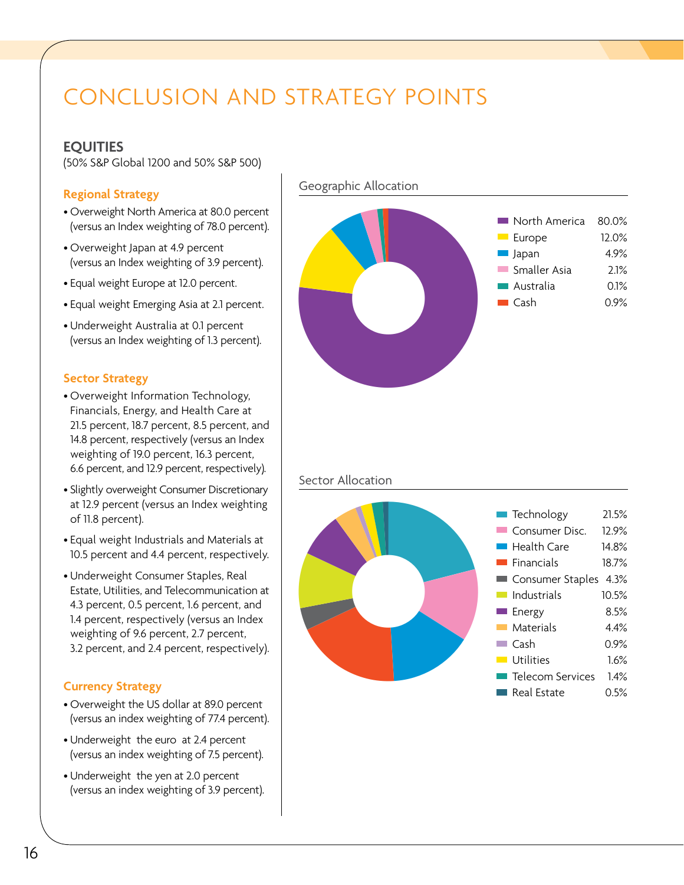# CONCLUSION AND STRATEGY POINTS

## EQUITIES

(50% S&P Global 1200 and 50% S&P 500)

### Regional Strategy

- Overweight North America at 80.0 percent (versus an Index weighting of 78.0 percent).
- Overweight Japan at 4.9 percent (versus an Index weighting of 3.9 percent).
- Equal weight Europe at 12.0 percent.
- Equal weight Emerging Asia at 2.1 percent.
- Underweight Australia at 0.1 percent (versus an Index weighting of 1.3 percent).

### Sector Strategy

- Overweight Information Technology, Financials, Energy, and Health Care at 21.5 percent, 18.7 percent, 8.5 percent, and 14.8 percent, respectively (versus an Index weighting of 19.0 percent, 16.3 percent, 6.6 percent, and 12.9 percent, respectively).
- Slightly overweight Consumer Discretionary at 12.9 percent (versus an Index weighting of 11.8 percent).
- Equal weight Industrials and Materials at 10.5 percent and 4.4 percent, respectively.
- Underweight Consumer Staples, Real Estate, Utilities, and Telecommunication at 4.3 percent, 0.5 percent, 1.6 percent, and 1.4 percent, respectively (versus an Index weighting of 9.6 percent, 2.7 percent, 3.2 percent, and 2.4 percent, respectively).

### Currency Strategy

- Overweight the US dollar at 89.0 percent (versus an index weighting of 77.4 percent).
- Underweight the euro at 2.4 percent (versus an index weighting of 7.5 percent).
- Underweight the yen at 2.0 percent (versus an index weighting of 3.9 percent).

### Geographic Allocation

| Region | Allocation |
|---|---|
| North America | 80.0% |
| Europe | 12.0% |
| Japan | 4.9% |
| Smaller Asia | 2.1% |
| Australia | 0.1% |
| Cash | 0.9% |

### Sector Allocation

| Sector | Allocation |
|---|---|
| Technology | 21.5% |
| Consumer Disc. | 12.9% |
| Health Care | 14.8% |
| Financials | 18.7% |
| Consumer Staples | 4.3% |
| Industrials | 10.5% |
| Energy | 8.5% |
| Materials | 4.4% |
| Cash | 0.9% |
| Utilities | 1.6% |
| Telecom Services | 1.4% |
| Real Estate | 0.5% |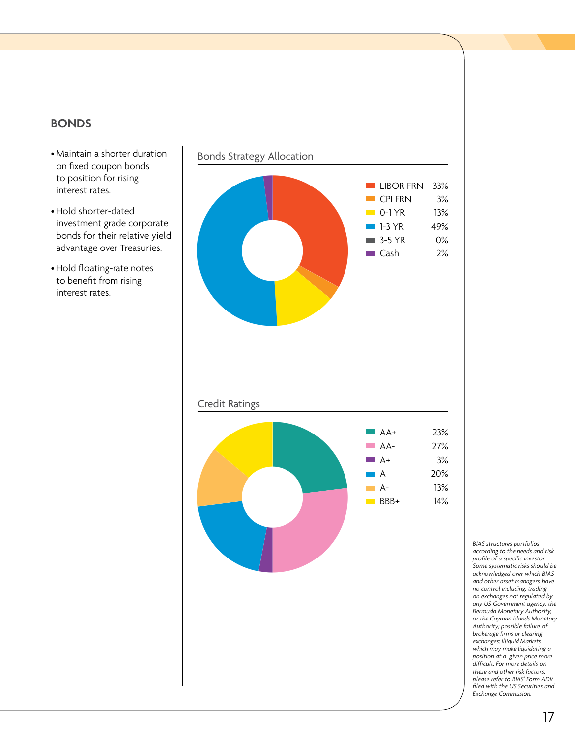## BONDS

- Maintain a shorter duration on fixed coupon bonds to position for rising interest rates.
- Hold shorter-dated investment grade corporate bonds for their relative yield advantage over Treasuries.
- Hold floating-rate notes to benefit from rising interest rates.

### Bonds Strategy Allocation

| Allocation | % |
|---|---|
| LIBOR FRN | 33% |
| CPI FRN | 3% |
| 0-1 YR | 13% |
| 1-3 YR | 49% |
| 3-5 YR | 0% |
| Cash | 2% |

### Credit Ratings

| Rating | % |
|---|---|
| AA+ | 23% |
| AA- | 27% |
| A+ | 3% |
| A | 20% |
| A- | 13% |
| BBB+ | 14% |

*BIAS structures portfolios according to the needs and risk profile of a specific investor. Some systematic risks should be acknowledged over which BIAS and other asset managers have no control including: trading on exchanges not regulated by any US Government agency, the Bermuda Monetary Authority, or the Cayman Islands Monetary Authority; possible failure of brokerage firms or clearing exchanges; illiquid Markets which may make liquidating a position at a given price more difficult. For more details on these and other risk factors, please refer to BIAS' Form ADV filed with the US Securities and Exchange Commission.*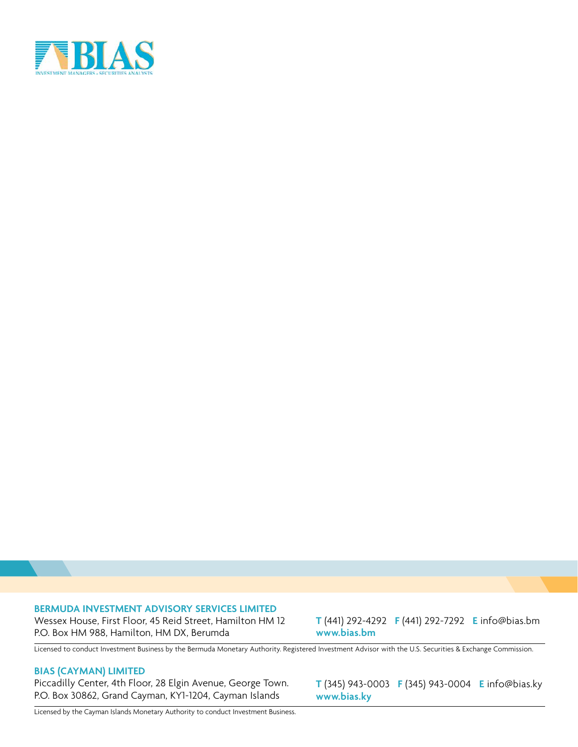BIAS

INVESTMENT MANAGERS - SECURITIES ANALYSTS

**BERMUDA INVESTMENT ADVISORY SERVICES LIMITED**

Wessex House, First Floor, 45 Reid Street, Hamilton HM 12
P.O. Box HM 988, Hamilton, HM DX, Berumda

**T** (441) 292-4292 **F** (441) 292-7292 **E** info@bias.bm
**www.bias.bm**

Licensed to conduct Investment Business by the Bermuda Monetary Authority. Registered Investment Advisor with the U.S. Securities & Exchange Commission.

**BIAS (CAYMAN) LIMITED**

Piccadilly Center, 4th Floor, 28 Elgin Avenue, George Town.
P.O. Box 30862, Grand Cayman, KY1-1204, Cayman Islands

**T** (345) 943-0003 **F** (345) 943-0004 **E** info@bias.ky
**www.bias.ky**

Licensed by the Cayman Islands Monetary Authority to conduct Investment Business.